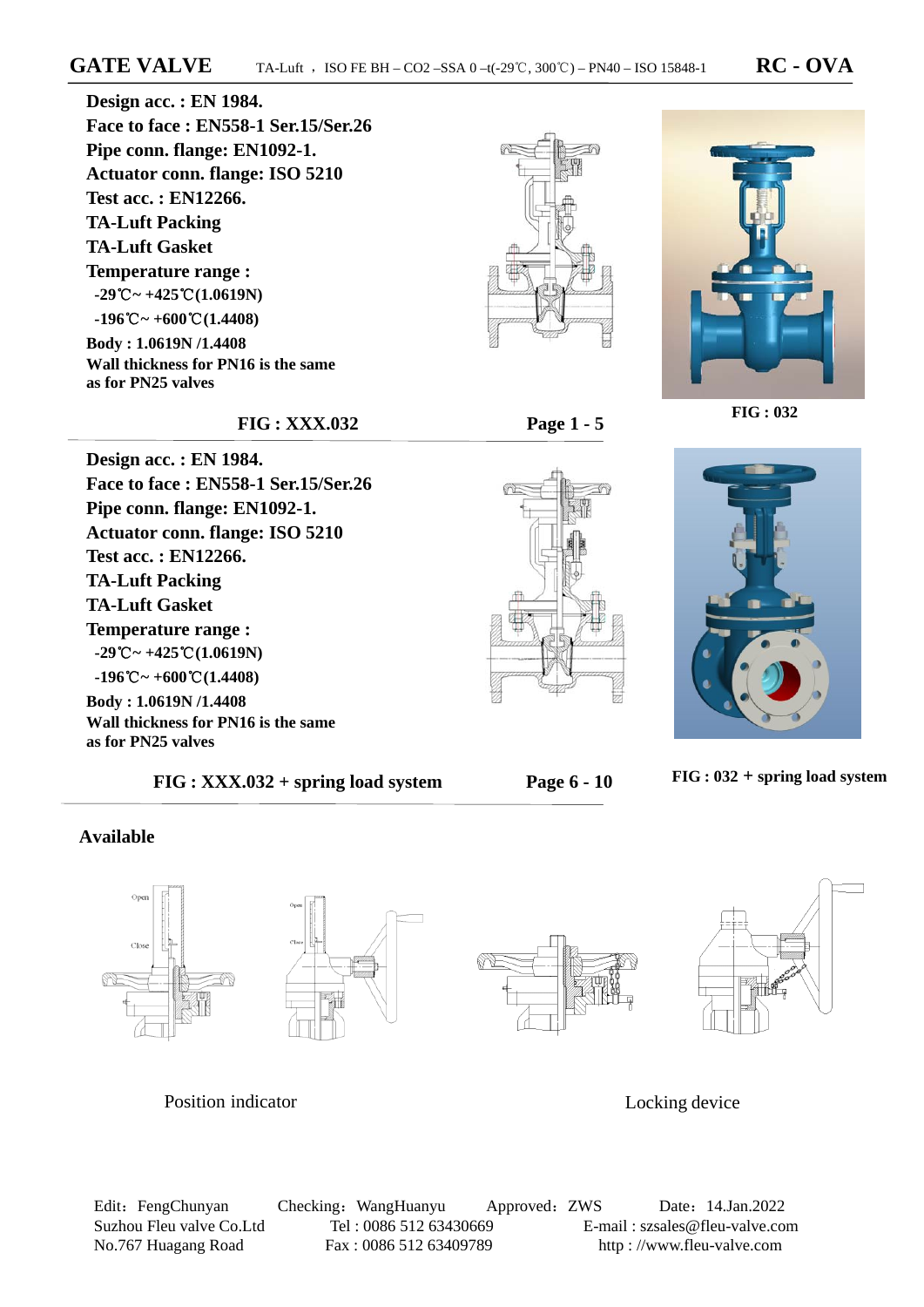# GATE VALVE

TA-Luft ，ISO FE BH – $CO_2$ –SSA 0 –t(-29℃, 300℃) – PN40 – ISO 15848-1

**RC - OVA**

**Design acc. : EN 1984.**
**Face to face : EN558-1 Ser.15/Ser.26**
**Pipe conn. flange: EN1092-1.**
**Actuator conn. flange: ISO 5210**
**Test acc. : EN12266.**
**TA-Luft Packing**
**TA-Luft Gasket**
**Temperature range :**
**-29℃~ +425℃(1.0619N)**
**-196℃~ +600℃(1.4408)**
**Body : 1.0619N /1.4408**
**Wall thickness for PN16 is the same as for PN25 valves**

**FIG : XXX.032** **Page 1 - 5**

**FIG : 032**

**Design acc. : EN 1984.**
**Face to face : EN558-1 Ser.15/Ser.26**
**Pipe conn. flange: EN1092-1.**
**Actuator conn. flange: ISO 5210**
**Test acc. : EN12266.**
**TA-Luft Packing**
**TA-Luft Gasket**
**Temperature range :**
**-29℃~ +425℃(1.0619N)**
**-196℃~ +600℃(1.4408)**
**Body : 1.0619N /1.4408**
**Wall thickness for PN16 is the same as for PN25 valves**

**FIG : XXX.032 + spring load system** **Page 6 - 10**

**FIG : 032 + spring load system**

**Available**

Position indicator

Locking device

Edit：FengChunyan Checking：WangHuanyu Approved：ZWS Date：14.Jan.2022

Suzhou Fleu valve Co.Ltd Tel : 0086 512 63430669 E-mail : szsales@fleu-valve.com

No.767 Huagang Road Fax : 0086 512 63409789 http : //www.fleu-valve.com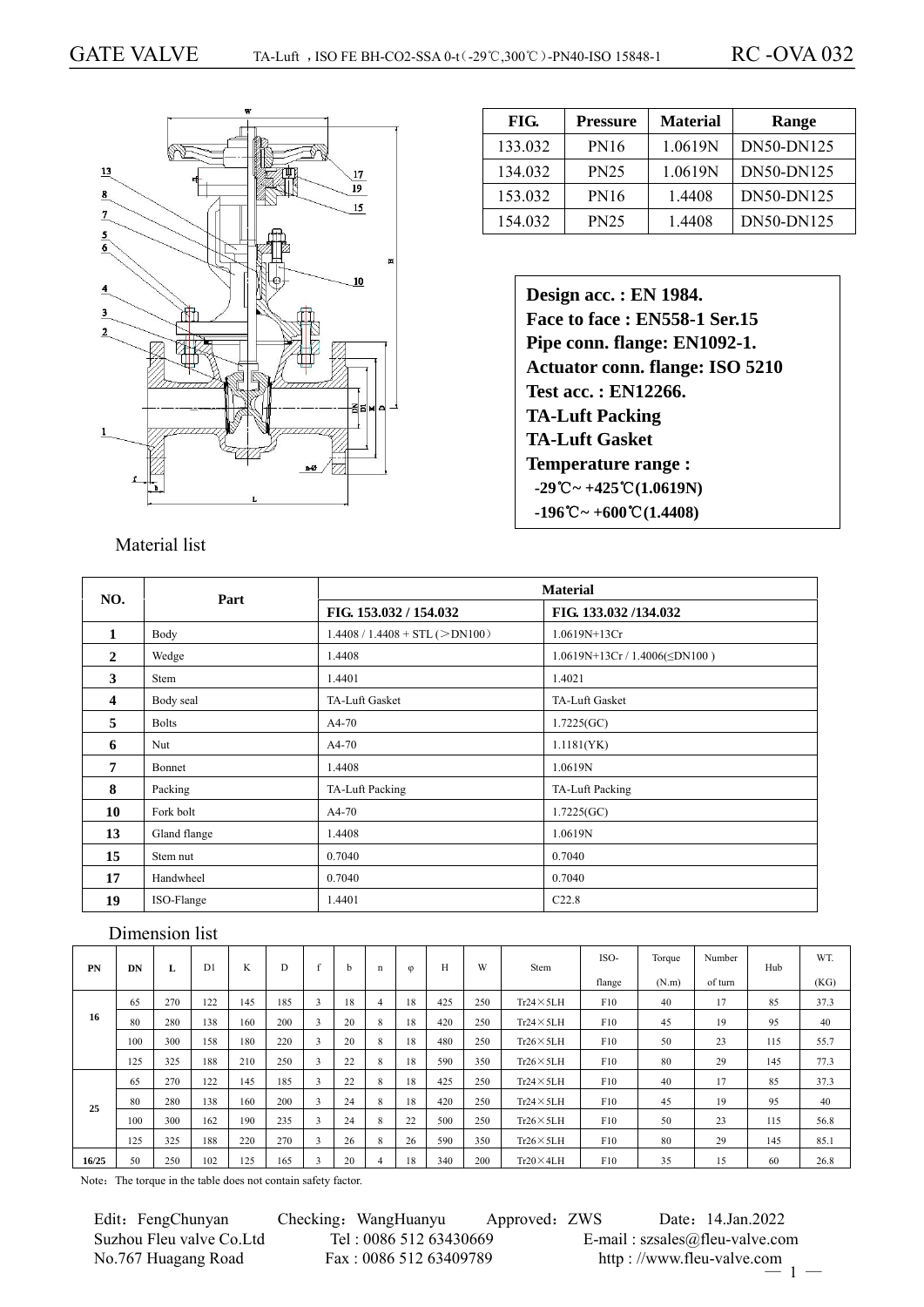# GATE VALVE

TA-Luft ，ISO FE BH-CO2-SSA 0-t（-29℃,300℃）-PN40-ISO 15848-1 RC -OVA 032

| FIG. | Pressure | Material | Range |
|---|---|---|---|
| 133.032 | PN16 | 1.0619N | DN50-DN125 |
| 134.032 | PN25 | 1.0619N | DN50-DN125 |
| 153.032 | PN16 | 1.4408 | DN50-DN125 |
| 154.032 | PN25 | 1.4408 | DN50-DN125 |

**Design acc. : EN 1984.**
**Face to face : EN558-1 Ser.15**
**Pipe conn. flange: EN1092-1.**
**Actuator conn. flange: ISO 5210**
**Test acc. : EN12266.**
**TA-Luft Packing**
**TA-Luft Gasket**
**Temperature range :**
**-29℃~ +425℃(1.0619N)**
**-196℃~ +600℃(1.4408)**

Material list

| NO. | Part | Material | |
|---|---|---|---|
| | | FIG. 153.032 / 154.032 | FIG. 133.032 /134.032 |
| 1 | Body | 1.4408 / 1.4408 + STL (＞DN100) | 1.0619N+13Cr |
| 2 | Wedge | 1.4408 | 1.0619N+13Cr / 1.4006(≤DN100 ) |
| 3 | Stem | 1.4401 | 1.4021 |
| 4 | Body seal | TA-Luft Gasket | TA-Luft Gasket |
| 5 | Bolts | A4-70 | 1.7225(GC) |
| 6 | Nut | A4-70 | 1.1181(YK) |
| 7 | Bonnet | 1.4408 | 1.0619N |
| 8 | Packing | TA-Luft Packing | TA-Luft Packing |
| 10 | Fork bolt | A4-70 | 1.7225(GC) |
| 13 | Gland flange | 1.4408 | 1.0619N |
| 15 | Stem nut | 0.7040 | 0.7040 |
| 17 | Handwheel | 0.7040 | 0.7040 |
| 19 | ISO-Flange | 1.4401 | C22.8 |

Dimension list

| PN | DN | L | D1 | K | D | f | b | n | φ | H | W | Stem | ISO-flange | Torque (N.m) | Number of turn | Hub | WT. (KG) |
|---|---|---|---|---|---|---|---|---|---|---|---|---|---|---|---|---|---|
| 16 | 65 | 270 | 122 | 145 | 185 | 3 | 18 | 4 | 18 | 425 | 250 | Tr24×5LH | F10 | 40 | 17 | 85 | 37.3 |
| | 80 | 280 | 138 | 160 | 200 | 3 | 20 | 8 | 18 | 420 | 250 | Tr24×5LH | F10 | 45 | 19 | 95 | 40 |
| | 100 | 300 | 158 | 180 | 220 | 3 | 20 | 8 | 18 | 480 | 250 | Tr26×5LH | F10 | 50 | 23 | 115 | 55.7 |
| | 125 | 325 | 188 | 210 | 250 | 3 | 22 | 8 | 18 | 590 | 350 | Tr26×5LH | F10 | 80 | 29 | 145 | 77.3 |
| 25 | 65 | 270 | 122 | 145 | 185 | 3 | 22 | 8 | 18 | 425 | 250 | Tr24×5LH | F10 | 40 | 17 | 85 | 37.3 |
| | 80 | 280 | 138 | 160 | 200 | 3 | 24 | 8 | 18 | 420 | 250 | Tr24×5LH | F10 | 45 | 19 | 95 | 40 |
| | 100 | 300 | 162 | 190 | 235 | 3 | 24 | 8 | 22 | 500 | 250 | Tr26×5LH | F10 | 50 | 23 | 115 | 56.8 |
| | 125 | 325 | 188 | 220 | 270 | 3 | 26 | 8 | 26 | 590 | 350 | Tr26×5LH | F10 | 80 | 29 | 145 | 85.1 |
| 16/25 | 50 | 250 | 102 | 125 | 165 | 3 | 20 | 4 | 18 | 340 | 200 | Tr20×4LH | F10 | 35 | 15 | 60 | 26.8 |

Note：The torque in the table does not contain safety factor.

Edit：FengChunyan Checking：WangHuanyu Approved：ZWS Date：14.Jan.2022
Suzhou Fleu valve Co.Ltd Tel : 0086 512 63430669 E-mail : szsales@fleu-valve.com
No.767 Huagang Road Fax : 0086 512 63409789 http : //www.fleu-valve.com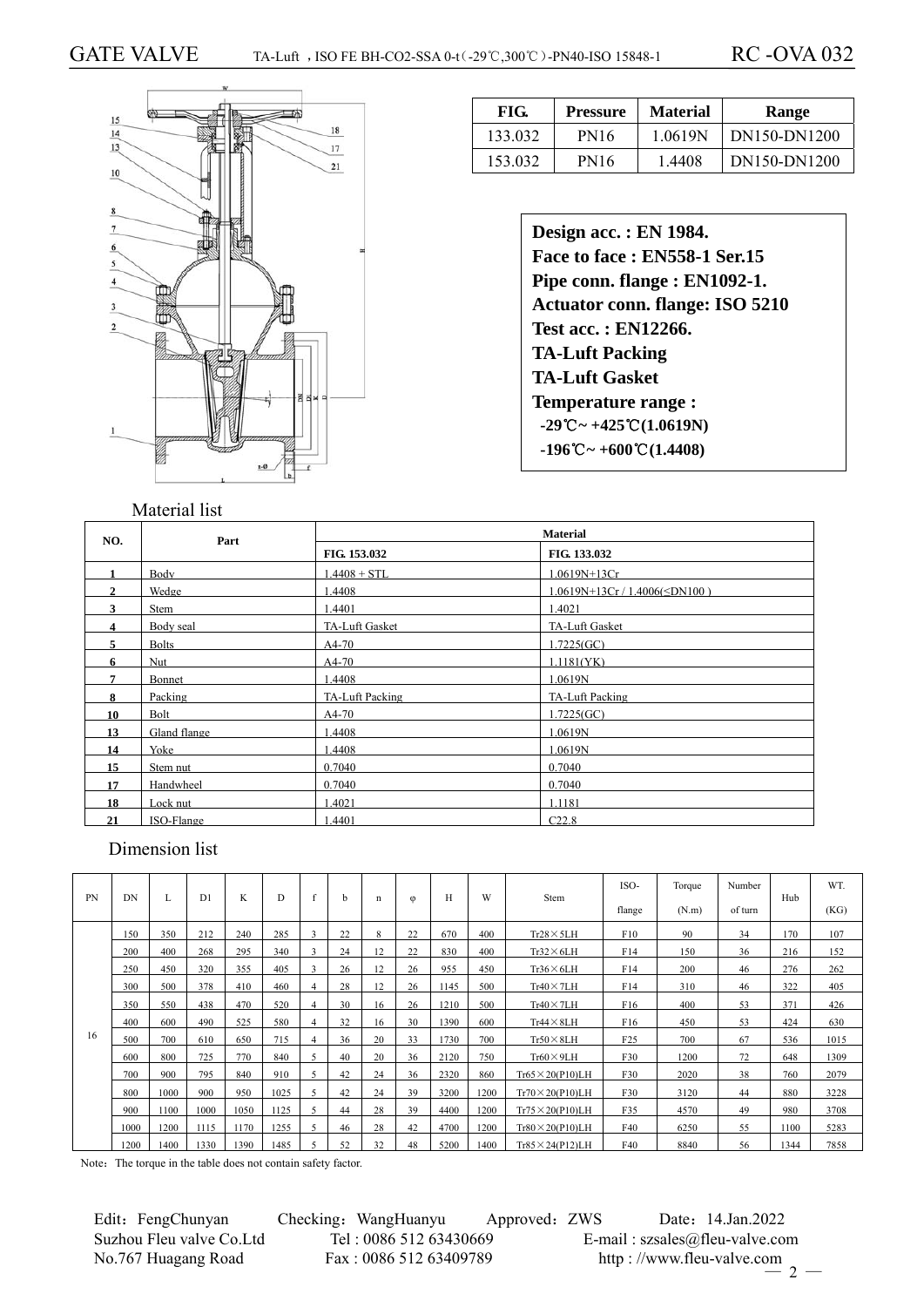# GATE VALVE

TA-Luft ，ISO FE BH-CO2-SSA 0-t（-29℃,300℃）-PN40-ISO 15848-1

RC -OVA 032

| FIG. | Pressure | Material | Range |
|---|---|---|---|
| 133.032 | PN16 | 1.0619N | DN150-DN1200 |
| 153.032 | PN16 | 1.4408 | DN150-DN1200 |

**Design acc. : EN 1984.**
**Face to face : EN558-1 Ser.15**
**Pipe conn. flange : EN1092-1.**
**Actuator conn. flange: ISO 5210**
**Test acc. : EN12266.**
**TA-Luft Packing**
**TA-Luft Gasket**
**Temperature range :**
**-29℃~ +425℃(1.0619N)**
**-196℃~ +600℃(1.4408)**

## Material list

| NO. | Part | Material | |
|---|---|---|---|
| | | FIG. 153.032 | FIG. 133.032 |
| 1 | Body | 1.4408 + STL | 1.0619N+13Cr |
| 2 | Wedge | 1.4408 | 1.0619N+13Cr / 1.4006(≤DN100 ) |
| 3 | Stem | 1.4401 | 1.4021 |
| 4 | Body seal | TA-Luft Gasket | TA-Luft Gasket |
| 5 | Bolts | A4-70 | 1.7225(GC) |
| 6 | Nut | A4-70 | 1.1181(YK) |
| 7 | Bonnet | 1.4408 | 1.0619N |
| 8 | Packing | TA-Luft Packing | TA-Luft Packing |
| 10 | Bolt | A4-70 | 1.7225(GC) |
| 13 | Gland flange | 1.4408 | 1.0619N |
| 14 | Yoke | 1.4408 | 1.0619N |
| 15 | Stem nut | 0.7040 | 0.7040 |
| 17 | Handwheel | 0.7040 | 0.7040 |
| 18 | Lock nut | 1.4021 | 1.1181 |
| 21 | ISO-Flange | 1.4401 | C22.8 |

## Dimension list

| PN | DN | L | D1 | K | D | f | b | n | φ | H | W | Stem | ISO-flange | Torque (N.m) | Number of turn | Hub | WT. (KG) |
|---|---|---|---|---|---|---|---|---|---|---|---|---|---|---|---|---|---|
| 16 | 150 | 350 | 212 | 240 | 285 | 3 | 22 | 8 | 22 | 670 | 400 | Tr28×5LH | F10 | 90 | 34 | 170 | 107 |
| | 200 | 400 | 268 | 295 | 340 | 3 | 24 | 12 | 22 | 830 | 400 | Tr32×6LH | F14 | 150 | 36 | 216 | 152 |
| | 250 | 450 | 320 | 355 | 405 | 3 | 26 | 12 | 26 | 955 | 450 | Tr36×6LH | F14 | 200 | 46 | 276 | 262 |
| | 300 | 500 | 378 | 410 | 460 | 4 | 28 | 12 | 26 | 1145 | 500 | Tr40×7LH | F14 | 310 | 46 | 322 | 405 |
| | 350 | 550 | 438 | 470 | 520 | 4 | 30 | 16 | 26 | 1210 | 500 | Tr40×7LH | F16 | 400 | 53 | 371 | 426 |
| | 400 | 600 | 490 | 525 | 580 | 4 | 32 | 16 | 30 | 1390 | 600 | Tr44×8LH | F16 | 450 | 53 | 424 | 630 |
| | 500 | 700 | 610 | 650 | 715 | 4 | 36 | 20 | 33 | 1730 | 700 | Tr50×8LH | F25 | 700 | 67 | 536 | 1015 |
| | 600 | 800 | 725 | 770 | 840 | 5 | 40 | 20 | 36 | 2120 | 750 | Tr60×9LH | F30 | 1200 | 72 | 648 | 1309 |
| | 700 | 900 | 795 | 840 | 910 | 5 | 42 | 24 | 36 | 2320 | 860 | Tr65×20(P10)LH | F30 | 2020 | 38 | 760 | 2079 |
| | 800 | 1000 | 900 | 950 | 1025 | 5 | 42 | 24 | 39 | 3200 | 1200 | Tr70×20(P10)LH | F30 | 3120 | 44 | 880 | 3228 |
| | 900 | 1100 | 1000 | 1050 | 1125 | 5 | 44 | 28 | 39 | 4400 | 1200 | Tr75×20(P10)LH | F35 | 4570 | 49 | 980 | 3708 |
| | 1000 | 1200 | 1115 | 1170 | 1255 | 5 | 46 | 28 | 42 | 4700 | 1200 | Tr80×20(P10)LH | F40 | 6250 | 55 | 1100 | 5283 |
| | 1200 | 1400 | 1330 | 1390 | 1485 | 5 | 52 | 32 | 48 | 5200 | 1400 | Tr85×24(P12)LH | F40 | 8840 | 56 | 1344 | 7858 |

Note：The torque in the table does not contain safety factor.

Edit：FengChunyan　　Checking：WangHuanyu　　Approved：ZWS　　Date：14.Jan.2022
Suzhou Fleu valve Co.Ltd　　Tel : 0086 512 63430669　　E-mail : szsales@fleu-valve.com
No.767 Huagang Road　　Fax : 0086 512 63409789　　http : //www.fleu-valve.com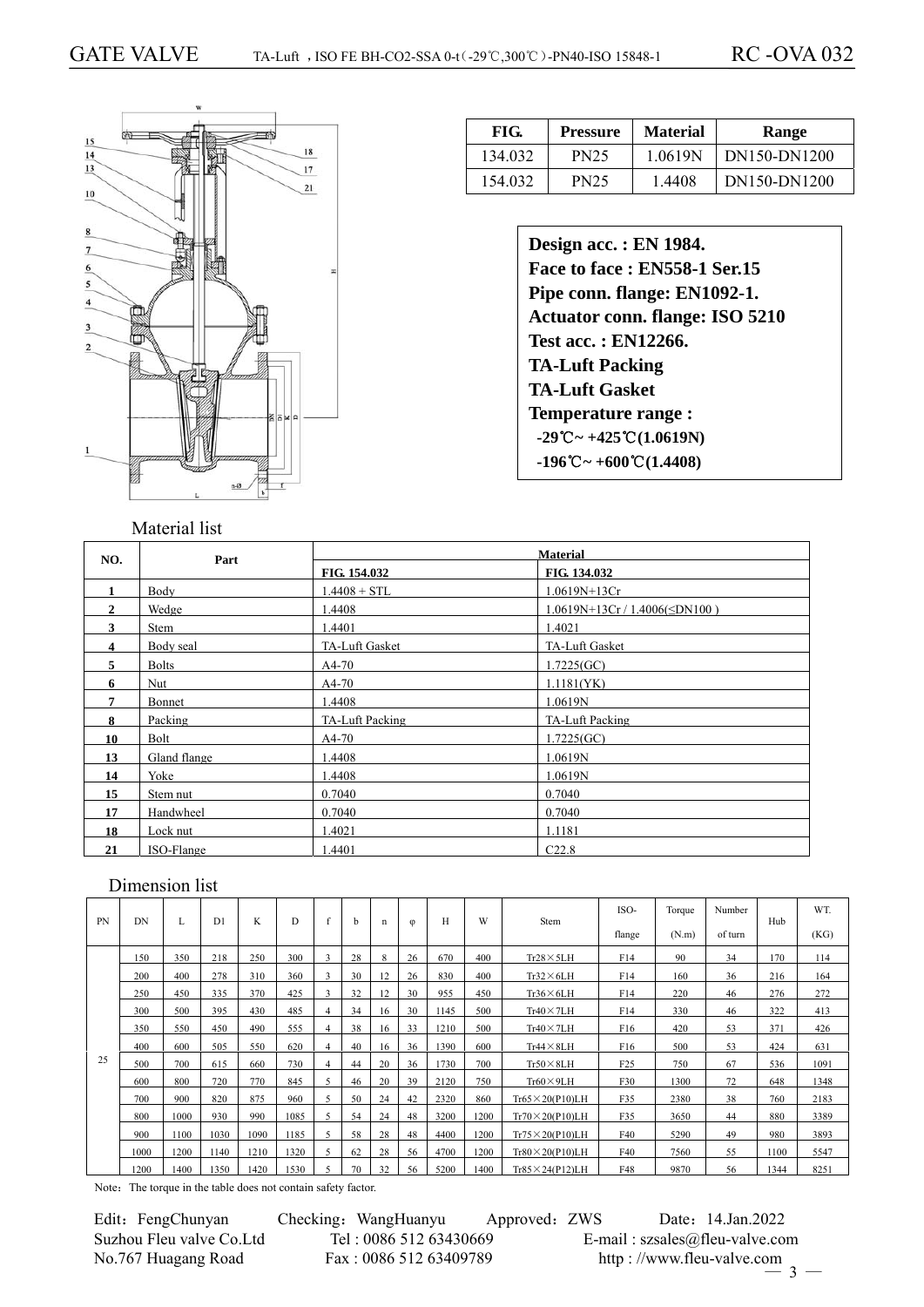# GATE VALVE

TA-Luft ，ISO FE BH-CO2-SSA 0-t（-29℃,300℃）-PN40-ISO 15848-1

RC -OVA 032

| FIG. | Pressure | Material | Range |
|---|---|---|---|
| 134.032 | PN25 | 1.0619N | DN150-DN1200 |
| 154.032 | PN25 | 1.4408 | DN150-DN1200 |

**Design acc. : EN 1984.**
**Face to face : EN558-1 Ser.15**
**Pipe conn. flange: EN1092-1.**
**Actuator conn. flange: ISO 5210**
**Test acc. : EN12266.**
**TA-Luft Packing**
**TA-Luft Gasket**
**Temperature range :**
**-29℃~ +425℃(1.0619N)**
**-196℃~ +600℃(1.4408)**

## Material list

| NO. | Part | Material | |
|---|---|---|---|
| | | FIG. 154.032 | FIG. 134.032 |
| 1 | Body | 1.4408 + STL | 1.0619N+13Cr |
| 2 | Wedge | 1.4408 | 1.0619N+13Cr / 1.4006(≤DN100 ) |
| 3 | Stem | 1.4401 | 1.4021 |
| 4 | Body seal | TA-Luft Gasket | TA-Luft Gasket |
| 5 | Bolts | A4-70 | 1.7225(GC) |
| 6 | Nut | A4-70 | 1.1181(YK) |
| 7 | Bonnet | 1.4408 | 1.0619N |
| 8 | Packing | TA-Luft Packing | TA-Luft Packing |
| 10 | Bolt | A4-70 | 1.7225(GC) |
| 13 | Gland flange | 1.4408 | 1.0619N |
| 14 | Yoke | 1.4408 | 1.0619N |
| 15 | Stem nut | 0.7040 | 0.7040 |
| 17 | Handwheel | 0.7040 | 0.7040 |
| 18 | Lock nut | 1.4021 | 1.1181 |
| 21 | ISO-Flange | 1.4401 | C22.8 |

## Dimension list

| PN | DN | L | D1 | K | D | f | b | n | φ | H | W | Stem | ISO-flange | Torque (N.m) | Number of turn | Hub | WT. (KG) |
|---|---|---|---|---|---|---|---|---|---|---|---|---|---|---|---|---|---|
| 25 | 150 | 350 | 218 | 250 | 300 | 3 | 28 | 8 | 26 | 670 | 400 | Tr28×5LH | F14 | 90 | 34 | 170 | 114 |
| | 200 | 400 | 278 | 310 | 360 | 3 | 30 | 12 | 26 | 830 | 400 | Tr32×6LH | F14 | 160 | 36 | 216 | 164 |
| | 250 | 450 | 335 | 370 | 425 | 3 | 32 | 12 | 30 | 955 | 450 | Tr36×6LH | F14 | 220 | 46 | 276 | 272 |
| | 300 | 500 | 395 | 430 | 485 | 4 | 34 | 16 | 30 | 1145 | 500 | Tr40×7LH | F14 | 330 | 46 | 322 | 413 |
| | 350 | 550 | 450 | 490 | 555 | 4 | 38 | 16 | 33 | 1210 | 500 | Tr40×7LH | F16 | 420 | 53 | 371 | 426 |
| | 400 | 600 | 505 | 550 | 620 | 4 | 40 | 16 | 36 | 1390 | 600 | Tr44×8LH | F16 | 500 | 53 | 424 | 631 |
| | 500 | 700 | 615 | 660 | 730 | 4 | 44 | 20 | 36 | 1730 | 700 | Tr50×8LH | F25 | 750 | 67 | 536 | 1091 |
| | 600 | 800 | 720 | 770 | 845 | 5 | 46 | 20 | 39 | 2120 | 750 | Tr60×9LH | F30 | 1300 | 72 | 648 | 1348 |
| | 700 | 900 | 820 | 875 | 960 | 5 | 50 | 24 | 42 | 2320 | 860 | Tr65×20(P10)LH | F35 | 2380 | 38 | 760 | 2183 |
| | 800 | 1000 | 930 | 990 | 1085 | 5 | 54 | 24 | 48 | 3200 | 1200 | Tr70×20(P10)LH | F35 | 3650 | 44 | 880 | 3389 |
| | 900 | 1100 | 1030 | 1090 | 1185 | 5 | 58 | 28 | 48 | 4400 | 1200 | Tr75×20(P10)LH | F40 | 5290 | 49 | 980 | 3893 |
| | 1000 | 1200 | 1140 | 1210 | 1320 | 5 | 62 | 28 | 56 | 4700 | 1200 | Tr80×20(P10)LH | F40 | 7560 | 55 | 1100 | 5547 |
| | 1200 | 1400 | 1350 | 1420 | 1530 | 5 | 70 | 32 | 56 | 5200 | 1400 | Tr85×24(P12)LH | F48 | 9870 | 56 | 1344 | 8251 |

Note：The torque in the table does not contain safety factor.

Edit：FengChunyan　　Checking：WangHuanyu　　Approved：ZWS　　Date：14.Jan.2022
Suzhou Fleu valve Co.Ltd　　Tel : 0086 512 63430669　　E-mail : szsales@fleu-valve.com
No.767 Huagang Road　　Fax : 0086 512 63409789　　http : //www.fleu-valve.com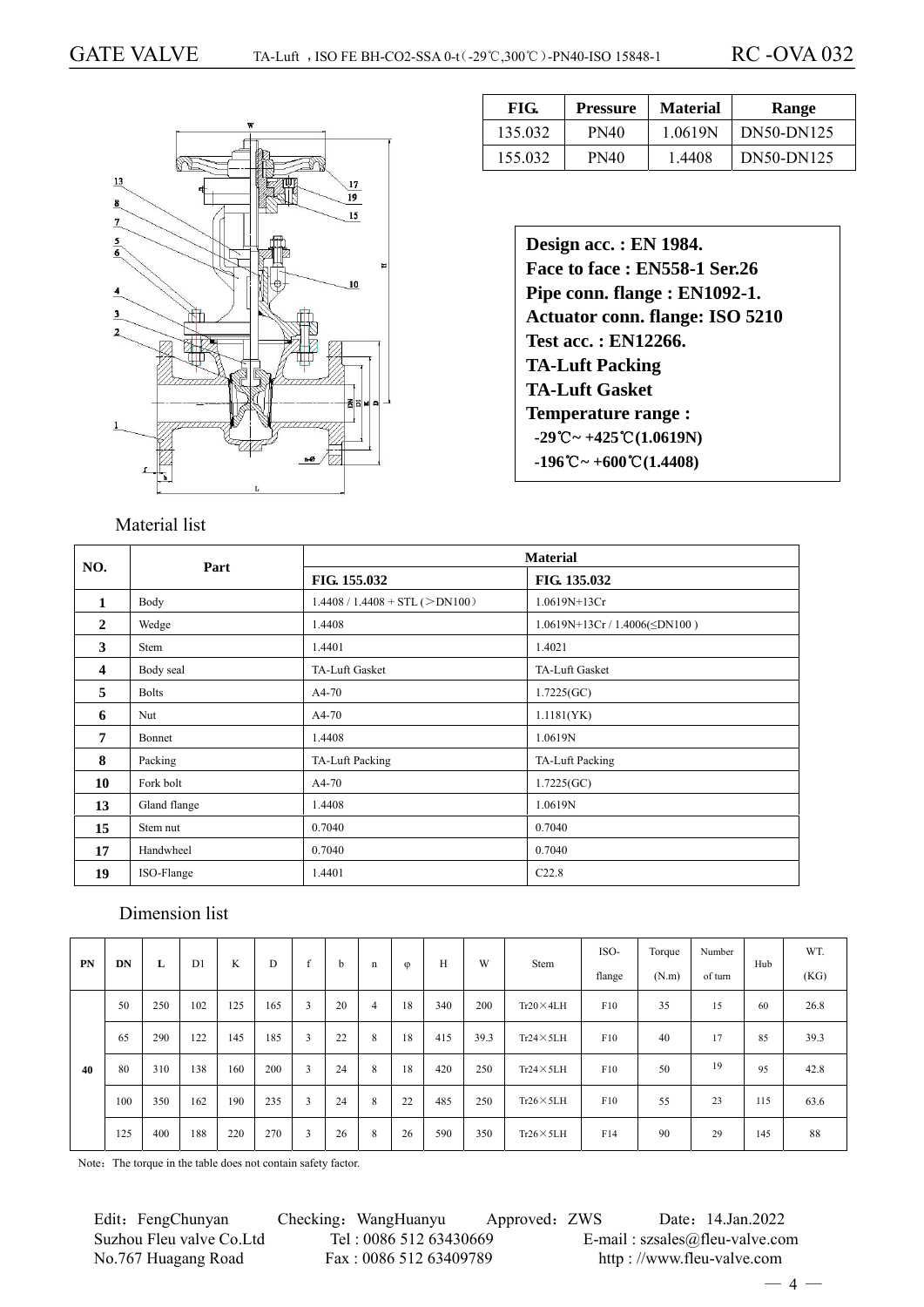# GATE VALVE

TA-Luft ，ISO FE BH-CO2-SSA 0-t（-29℃,300℃）-PN40-ISO 15848-1

RC -OVA 032

| FIG. | Pressure | Material | Range |
|---|---|---|---|
| 135.032 | PN40 | 1.0619N | DN50-DN125 |
| 155.032 | PN40 | 1.4408 | DN50-DN125 |

**Design acc. : EN 1984.**
**Face to face : EN558-1 Ser.26**
**Pipe conn. flange : EN1092-1.**
**Actuator conn. flange: ISO 5210**
**Test acc. : EN12266.**
**TA-Luft Packing**
**TA-Luft Gasket**
**Temperature range :**
**-29℃~ +425℃(1.0619N)**
**-196℃~ +600℃(1.4408)**

## Material list

| NO. | Part | Material | |
|---|---|---|---|
| | | FIG. 155.032 | FIG. 135.032 |
| 1 | Body | 1.4408 / 1.4408 + STL (＞DN100） | 1.0619N+13Cr |
| 2 | Wedge | 1.4408 | 1.0619N+13Cr / 1.4006(≤DN100 ) |
| 3 | Stem | 1.4401 | 1.4021 |
| 4 | Body seal | TA-Luft Gasket | TA-Luft Gasket |
| 5 | Bolts | A4-70 | 1.7225(GC) |
| 6 | Nut | A4-70 | 1.1181(YK) |
| 7 | Bonnet | 1.4408 | 1.0619N |
| 8 | Packing | TA-Luft Packing | TA-Luft Packing |
| 10 | Fork bolt | A4-70 | 1.7225(GC) |
| 13 | Gland flange | 1.4408 | 1.0619N |
| 15 | Stem nut | 0.7040 | 0.7040 |
| 17 | Handwheel | 0.7040 | 0.7040 |
| 19 | ISO-Flange | 1.4401 | C22.8 |

## Dimension list

| PN | DN | L | D1 | K | D | f | b | n | φ | H | W | Stem | ISO-flange | Torque (N.m) | Number of turn | Hub | WT. (KG) |
|---|---|---|---|---|---|---|---|---|---|---|---|---|---|---|---|---|---|
| 40 | 50 | 250 | 102 | 125 | 165 | 3 | 20 | 4 | 18 | 340 | 200 | Tr20×4LH | F10 | 35 | 15 | 60 | 26.8 |
| | 65 | 290 | 122 | 145 | 185 | 3 | 22 | 8 | 18 | 415 | 39.3 | Tr24×5LH | F10 | 40 | 17 | 85 | 39.3 |
| | 80 | 310 | 138 | 160 | 200 | 3 | 24 | 8 | 18 | 420 | 250 | Tr24×5LH | F10 | 50 | 19 | 95 | 42.8 |
| | 100 | 350 | 162 | 190 | 235 | 3 | 24 | 8 | 22 | 485 | 250 | Tr26×5LH | F10 | 55 | 23 | 115 | 63.6 |
| | 125 | 400 | 188 | 220 | 270 | 3 | 26 | 8 | 26 | 590 | 350 | Tr26×5LH | F14 | 90 | 29 | 145 | 88 |

Note：The torque in the table does not contain safety factor.

Edit：FengChunyan　Checking：WangHuanyu　Approved：ZWS　Date：14.Jan.2022

Suzhou Fleu valve Co.Ltd　Tel : 0086 512 63430669　E-mail : szsales@fleu-valve.com

No.767 Huagang Road　Fax : 0086 512 63409789　http : //www.fleu-valve.com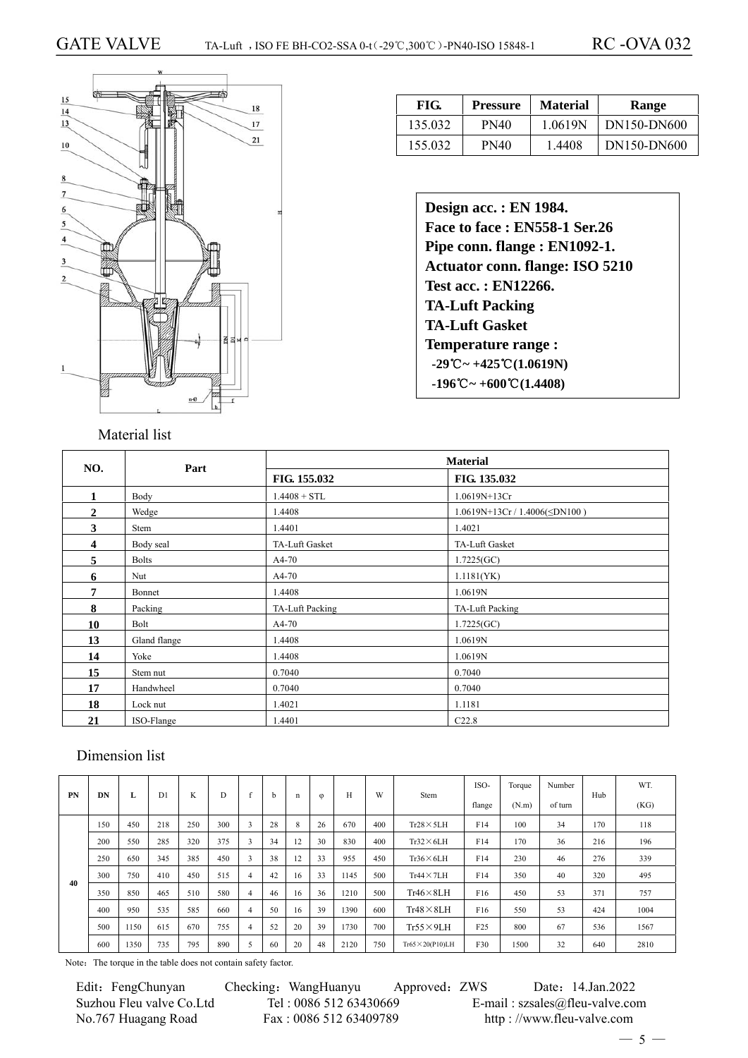# GATE VALVE

TA-Luft ，ISO FE BH-CO2-SSA 0-t（-29℃,300℃）-PN40-ISO 15848-1

RC -OVA 032

| FIG. | Pressure | Material | Range |
|---|---|---|---|
| 135.032 | PN40 | 1.0619N | DN150-DN600 |
| 155.032 | PN40 | 1.4408 | DN150-DN600 |

**Design acc. : EN 1984.**
**Face to face : EN558-1 Ser.26**
**Pipe conn. flange : EN1092-1.**
**Actuator conn. flange: ISO 5210**
**Test acc. : EN12266.**
**TA-Luft Packing**
**TA-Luft Gasket**
**Temperature range :**
**-29℃~ +425℃(1.0619N)**
**-196℃~ +600℃(1.4408)**

Material list

| NO. | Part | Material | |
|---|---|---|---|
| | | FIG. 155.032 | FIG. 135.032 |
| 1 | Body | 1.4408 + STL | 1.0619N+13Cr |
| 2 | Wedge | 1.4408 | 1.0619N+13Cr / 1.4006(≤DN100 ) |
| 3 | Stem | 1.4401 | 1.4021 |
| 4 | Body seal | TA-Luft Gasket | TA-Luft Gasket |
| 5 | Bolts | A4-70 | 1.7225(GC) |
| 6 | Nut | A4-70 | 1.1181(YK) |
| 7 | Bonnet | 1.4408 | 1.0619N |
| 8 | Packing | TA-Luft Packing | TA-Luft Packing |
| 10 | Bolt | A4-70 | 1.7225(GC) |
| 13 | Gland flange | 1.4408 | 1.0619N |
| 14 | Yoke | 1.4408 | 1.0619N |
| 15 | Stem nut | 0.7040 | 0.7040 |
| 17 | Handwheel | 0.7040 | 0.7040 |
| 18 | Lock nut | 1.4021 | 1.1181 |
| 21 | ISO-Flange | 1.4401 | C22.8 |

Dimension list

| PN | DN | L | D1 | K | D | f | b | n | φ | H | W | Stem | ISO-flange | Torque (N.m) | Number of turn | Hub | WT. (KG) |
|---|---|---|---|---|---|---|---|---|---|---|---|---|---|---|---|---|---|
| 40 | 150 | 450 | 218 | 250 | 300 | 3 | 28 | 8 | 26 | 670 | 400 | Tr28×5LH | F14 | 100 | 34 | 170 | 118 |
| | 200 | 550 | 285 | 320 | 375 | 3 | 34 | 12 | 30 | 830 | 400 | Tr32×6LH | F14 | 170 | 36 | 216 | 196 |
| | 250 | 650 | 345 | 385 | 450 | 3 | 38 | 12 | 33 | 955 | 450 | Tr36×6LH | F14 | 230 | 46 | 276 | 339 |
| | 300 | 750 | 410 | 450 | 515 | 4 | 42 | 16 | 33 | 1145 | 500 | Tr44×7LH | F14 | 350 | 40 | 320 | 495 |
| | 350 | 850 | 465 | 510 | 580 | 4 | 46 | 16 | 36 | 1210 | 500 | Tr46×8LH | F16 | 450 | 53 | 371 | 757 |
| | 400 | 950 | 535 | 585 | 660 | 4 | 50 | 16 | 39 | 1390 | 600 | Tr48×8LH | F16 | 550 | 53 | 424 | 1004 |
| | 500 | 1150 | 615 | 670 | 755 | 4 | 52 | 20 | 39 | 1730 | 700 | Tr55×9LH | F25 | 800 | 67 | 536 | 1567 |
| | 600 | 1350 | 735 | 795 | 890 | 5 | 60 | 20 | 48 | 2120 | 750 | Tr65×20(P10)LH | F30 | 1500 | 32 | 640 | 2810 |

Note：The torque in the table does not contain safety factor.

Edit：FengChunyan    Checking：WangHuanyu    Approved：ZWS    Date：14.Jan.2022
Suzhou Fleu valve Co.Ltd    Tel : 0086 512 63430669    E-mail : szsales@fleu-valve.com
No.767 Huagang Road    Fax : 0086 512 63409789    http : //www.fleu-valve.com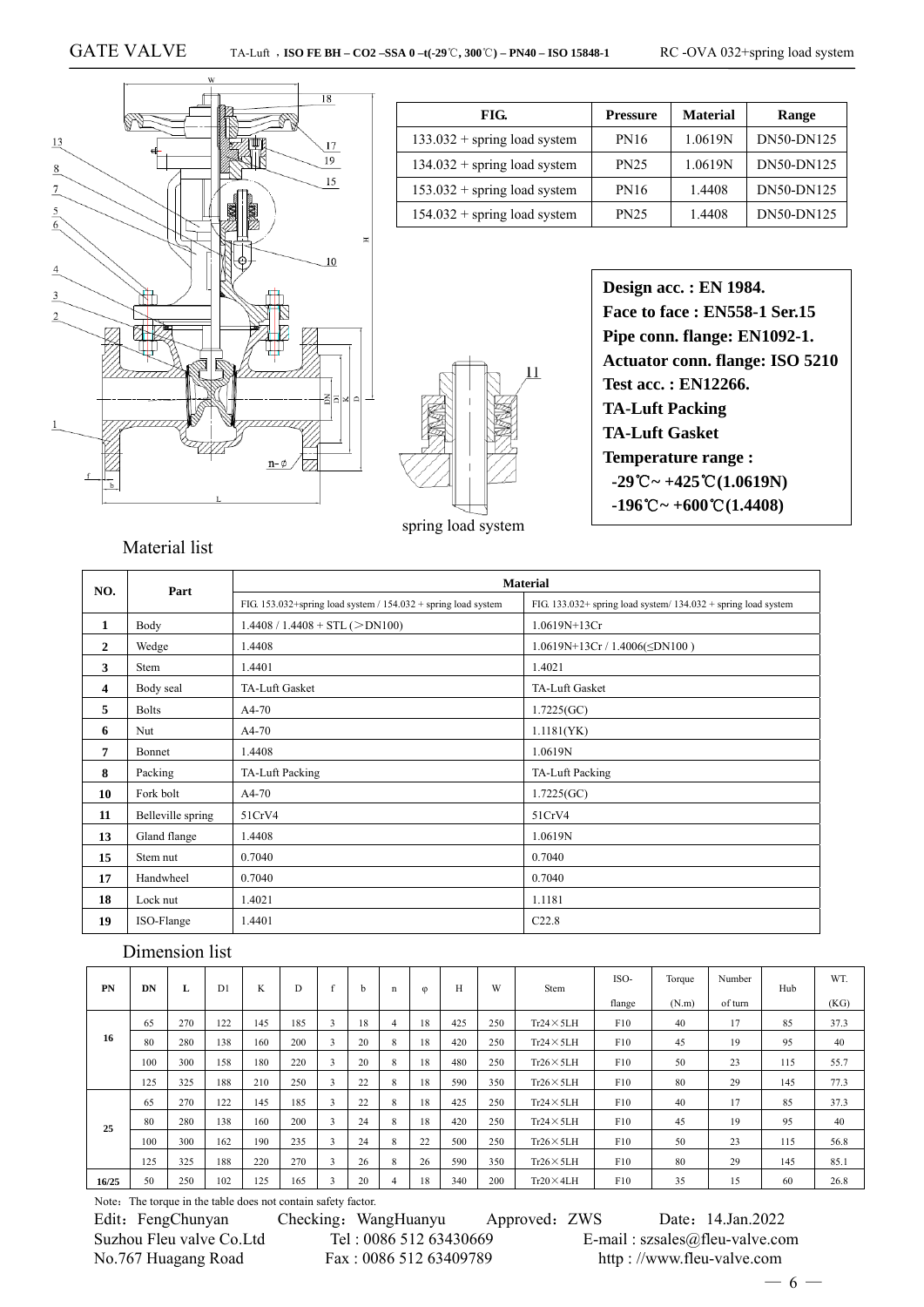# GATE VALVE

TA-Luft ，**ISO FE BH – CO2 –SSA 0 –t(-29℃, 300℃) – PN40 – ISO 15848-1** RC -OVA 032+spring load system

| FIG. | Pressure | Material | Range |
|---|---|---|---|
| 133.032 + spring load system | PN16 | 1.0619N | DN50-DN125 |
| 134.032 + spring load system | PN25 | 1.0619N | DN50-DN125 |
| 153.032 + spring load system | PN16 | 1.4408 | DN50-DN125 |
| 154.032 + spring load system | PN25 | 1.4408 | DN50-DN125 |

**Design acc. : EN 1984.**
**Face to face : EN558-1 Ser.15**
**Pipe conn. flange: EN1092-1.**
**Actuator conn. flange: ISO 5210**
**Test acc. : EN12266.**
**TA-Luft Packing**
**TA-Luft Gasket**
**Temperature range :**
**-29℃~ +425℃(1.0619N)**
**-196℃~ +600℃(1.4408)**

spring load system

## Material list

| NO. | Part | Material | |
|---|---|---|---|
| | | FIG. 153.032+spring load system / 154.032 + spring load system | FIG. 133.032+ spring load system/ 134.032 + spring load system |
| 1 | Body | 1.4408 / 1.4408 + STL (＞DN100) | 1.0619N+13Cr |
| 2 | Wedge | 1.4408 | 1.0619N+13Cr / 1.4006(≤DN100 ) |
| 3 | Stem | 1.4401 | 1.4021 |
| 4 | Body seal | TA-Luft Gasket | TA-Luft Gasket |
| 5 | Bolts | A4-70 | 1.7225(GC) |
| 6 | Nut | A4-70 | 1.1181(YK) |
| 7 | Bonnet | 1.4408 | 1.0619N |
| 8 | Packing | TA-Luft Packing | TA-Luft Packing |
| 10 | Fork bolt | A4-70 | 1.7225(GC) |
| 11 | Belleville spring | 51CrV4 | 51CrV4 |
| 13 | Gland flange | 1.4408 | 1.0619N |
| 15 | Stem nut | 0.7040 | 0.7040 |
| 17 | Handwheel | 0.7040 | 0.7040 |
| 18 | Lock nut | 1.4021 | 1.1181 |
| 19 | ISO-Flange | 1.4401 | C22.8 |

## Dimension list

| PN | DN | L | D1 | K | D | f | b | n | φ | H | W | Stem | ISO-flange | Torque (N.m) | Number of turn | Hub | WT. (KG) |
|---|---|---|---|---|---|---|---|---|---|---|---|---|---|---|---|---|---|
| 16 | 65 | 270 | 122 | 145 | 185 | 3 | 18 | 4 | 18 | 425 | 250 | Tr24×5LH | F10 | 40 | 17 | 85 | 37.3 |
| | 80 | 280 | 138 | 160 | 200 | 3 | 20 | 8 | 18 | 420 | 250 | Tr24×5LH | F10 | 45 | 19 | 95 | 40 |
| | 100 | 300 | 158 | 180 | 220 | 3 | 20 | 8 | 18 | 480 | 250 | Tr26×5LH | F10 | 50 | 23 | 115 | 55.7 |
| | 125 | 325 | 188 | 210 | 250 | 3 | 22 | 8 | 18 | 590 | 350 | Tr26×5LH | F10 | 80 | 29 | 145 | 77.3 |
| 25 | 65 | 270 | 122 | 145 | 185 | 3 | 22 | 8 | 18 | 425 | 250 | Tr24×5LH | F10 | 40 | 17 | 85 | 37.3 |
| | 80 | 280 | 138 | 160 | 200 | 3 | 24 | 8 | 18 | 420 | 250 | Tr24×5LH | F10 | 45 | 19 | 95 | 40 |
| | 100 | 300 | 162 | 190 | 235 | 3 | 24 | 8 | 22 | 500 | 250 | Tr26×5LH | F10 | 50 | 23 | 115 | 56.8 |
| | 125 | 325 | 188 | 220 | 270 | 3 | 26 | 8 | 26 | 590 | 350 | Tr26×5LH | F10 | 80 | 29 | 145 | 85.1 |
| 16/25 | 50 | 250 | 102 | 125 | 165 | 3 | 20 | 4 | 18 | 340 | 200 | Tr20×4LH | F10 | 35 | 15 | 60 | 26.8 |

Note：The torque in the table does not contain safety factor.

Edit：FengChunyan　Checking：WangHuanyu　Approved：ZWS　Date：14.Jan.2022

Suzhou Fleu valve Co.Ltd　Tel : 0086 512 63430669　E-mail : szsales@fleu-valve.com

No.767 Huagang Road　Fax : 0086 512 63409789　http : //www.fleu-valve.com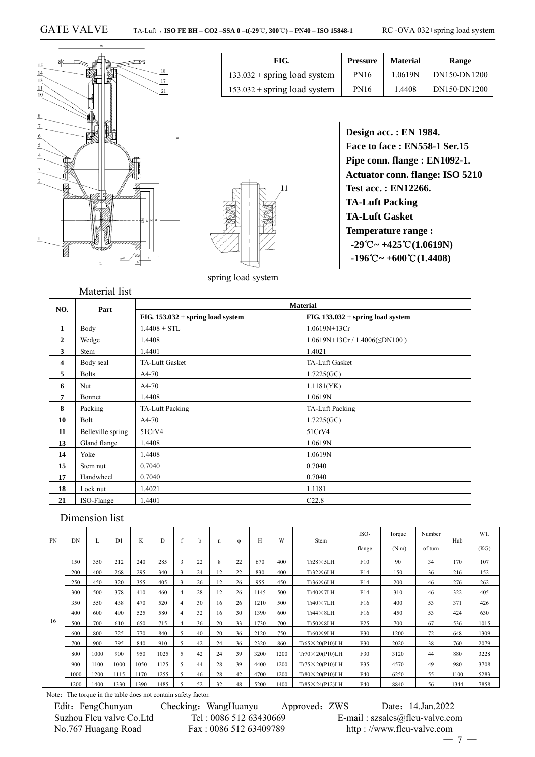# GATE VALVE

TA-Luft ，**ISO FE BH – CO2 –SSA 0 –t(-29℃, 300℃) – PN40 – ISO 15848-1**

RC -OVA 032+spring load system

| FIG. | Pressure | Material | Range |
|---|---|---|---|
| 133.032 + spring load system | PN16 | 1.0619N | DN150-DN1200 |
| 153.032 + spring load system | PN16 | 1.4408 | DN150-DN1200 |

**Design acc. : EN 1984.**
**Face to face : EN558-1 Ser.15**
**Pipe conn. flange : EN1092-1.**
**Actuator conn. flange: ISO 5210**
**Test acc. : EN12266.**
**TA-Luft Packing**
**TA-Luft Gasket**
**Temperature range :**
**-29℃~ +425℃(1.0619N)**
**-196℃~ +600℃(1.4408)**

spring load system

## Material list

| NO. | Part | Material | |
|---|---|---|---|
| | | **FIG. 153.032 + spring load system** | **FIG. 133.032 + spring load system** |
| **1** | Body | 1.4408 + STL | 1.0619N+13Cr |
| **2** | Wedge | 1.4408 | 1.0619N+13Cr / 1.4006(≤DN100 ) |
| **3** | Stem | 1.4401 | 1.4021 |
| **4** | Body seal | TA-Luft Gasket | TA-Luft Gasket |
| **5** | Bolts | A4-70 | 1.7225(GC) |
| **6** | Nut | A4-70 | 1.1181(YK) |
| **7** | Bonnet | 1.4408 | 1.0619N |
| **8** | Packing | TA-Luft Packing | TA-Luft Packing |
| **10** | Bolt | A4-70 | 1.7225(GC) |
| **11** | Belleville spring | 51CrV4 | 51CrV4 |
| **13** | Gland flange | 1.4408 | 1.0619N |
| **14** | Yoke | 1.4408 | 1.0619N |
| **15** | Stem nut | 0.7040 | 0.7040 |
| **17** | Handwheel | 0.7040 | 0.7040 |
| **18** | Lock nut | 1.4021 | 1.1181 |
| **21** | ISO-Flange | 1.4401 | C22.8 |

## Dimension list

| PN | DN | L | D1 | K | D | f | b | n | φ | H | W | Stem | ISO-flange | Torque (N.m) | Number of turn | Hub | WT. (KG) |
|---|---|---|---|---|---|---|---|---|---|---|---|---|---|---|---|---|---|
| 16 | 150 | 350 | 212 | 240 | 285 | 3 | 22 | 8 | 22 | 670 | 400 | Tr28×5LH | F10 | 90 | 34 | 170 | 107 |
| | 200 | 400 | 268 | 295 | 340 | 3 | 24 | 12 | 22 | 830 | 400 | Tr32×6LH | F14 | 150 | 36 | 216 | 152 |
| | 250 | 450 | 320 | 355 | 405 | 3 | 26 | 12 | 26 | 955 | 450 | Tr36×6LH | F14 | 200 | 46 | 276 | 262 |
| | 300 | 500 | 378 | 410 | 460 | 4 | 28 | 12 | 26 | 1145 | 500 | Tr40×7LH | F14 | 310 | 46 | 322 | 405 |
| | 350 | 550 | 438 | 470 | 520 | 4 | 30 | 16 | 26 | 1210 | 500 | Tr40×7LH | F16 | 400 | 53 | 371 | 426 |
| | 400 | 600 | 490 | 525 | 580 | 4 | 32 | 16 | 30 | 1390 | 600 | Tr44×8LH | F16 | 450 | 53 | 424 | 630 |
| | 500 | 700 | 610 | 650 | 715 | 4 | 36 | 20 | 33 | 1730 | 700 | Tr50×8LH | F25 | 700 | 67 | 536 | 1015 |
| | 600 | 800 | 725 | 770 | 840 | 5 | 40 | 20 | 36 | 2120 | 750 | Tr60×9LH | F30 | 1200 | 72 | 648 | 1309 |
| | 700 | 900 | 795 | 840 | 910 | 5 | 42 | 24 | 36 | 2320 | 860 | Tr65×20(P10)LH | F30 | 2020 | 38 | 760 | 2079 |
| | 800 | 1000 | 900 | 950 | 1025 | 5 | 42 | 24 | 39 | 3200 | 1200 | Tr70×20(P10)LH | F30 | 3120 | 44 | 880 | 3228 |
| | 900 | 1100 | 1000 | 1050 | 1125 | 5 | 44 | 28 | 39 | 4400 | 1200 | Tr75×20(P10)LH | F35 | 4570 | 49 | 980 | 3708 |
| | 1000 | 1200 | 1115 | 1170 | 1255 | 5 | 46 | 28 | 42 | 4700 | 1200 | Tr80×20(P10)LH | F40 | 6250 | 55 | 1100 | 5283 |
| | 1200 | 1400 | 1330 | 1390 | 1485 | 5 | 52 | 32 | 48 | 5200 | 1400 | Tr85×24(P12)LH | F40 | 8840 | 56 | 1344 | 7858 |

Note：The torque in the table does not contain safety factor.

Edit：FengChunyan　Checking：WangHuanyu　Approved：ZWS　Date：14.Jan.2022
Suzhou Fleu valve Co.Ltd　Tel : 0086 512 63430669　E-mail : szsales@fleu-valve.com
No.767 Huagang Road　Fax : 0086 512 63409789　http : //www.fleu-valve.com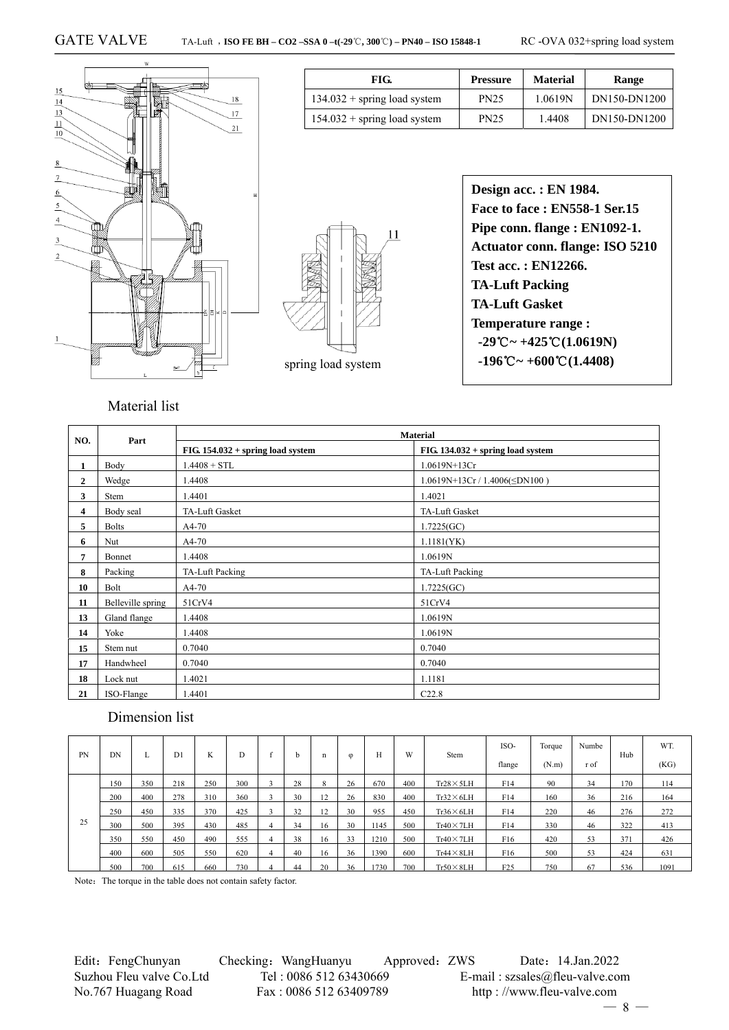# GATE VALVE

TA-Luft ，ISO FE BH – CO2 –SSA 0 –t(-29℃, 300℃) – PN40 – ISO 15848-1 RC -OVA 032+spring load system

| FIG. | Pressure | Material | Range |
|---|---|---|---|
| 134.032 + spring load system | PN25 | 1.0619N | DN150-DN1200 |
| 154.032 + spring load system | PN25 | 1.4408 | DN150-DN1200 |

**Design acc. : EN 1984.**
**Face to face : EN558-1 Ser.15**
**Pipe conn. flange : EN1092-1.**
**Actuator conn. flange: ISO 5210**
**Test acc. : EN12266.**
**TA-Luft Packing**
**TA-Luft Gasket**
**Temperature range :**
**-29℃~ +425℃(1.0619N)**
**-196℃~ +600℃(1.4408)**

spring load system

## Material list

| NO. | Part | Material | |
|---|---|---|---|
| | | FIG. 154.032 + spring load system | FIG. 134.032 + spring load system |
| 1 | Body | 1.4408 + STL | 1.0619N+13Cr |
| 2 | Wedge | 1.4408 | 1.0619N+13Cr / 1.4006(≤DN100 ) |
| 3 | Stem | 1.4401 | 1.4021 |
| 4 | Body seal | TA-Luft Gasket | TA-Luft Gasket |
| 5 | Bolts | A4-70 | 1.7225(GC) |
| 6 | Nut | A4-70 | 1.1181(YK) |
| 7 | Bonnet | 1.4408 | 1.0619N |
| 8 | Packing | TA-Luft Packing | TA-Luft Packing |
| 10 | Bolt | A4-70 | 1.7225(GC) |
| 11 | Belleville spring | 51CrV4 | 51CrV4 |
| 13 | Gland flange | 1.4408 | 1.0619N |
| 14 | Yoke | 1.4408 | 1.0619N |
| 15 | Stem nut | 0.7040 | 0.7040 |
| 17 | Handwheel | 0.7040 | 0.7040 |
| 18 | Lock nut | 1.4021 | 1.1181 |
| 21 | ISO-Flange | 1.4401 | C22.8 |

## Dimension list

| PN | DN | L | D1 | K | D | f | b | n | φ | H | W | Stem | ISO-flange | Torque (N.m) | Number of | Hub | WT. (KG) |
|---|---|---|---|---|---|---|---|---|---|---|---|---|---|---|---|---|---|
| 25 | 150 | 350 | 218 | 250 | 300 | 3 | 28 | 8 | 26 | 670 | 400 | Tr28×5LH | F14 | 90 | 34 | 170 | 114 |
| | 200 | 400 | 278 | 310 | 360 | 3 | 30 | 12 | 26 | 830 | 400 | Tr32×6LH | F14 | 160 | 36 | 216 | 164 |
| | 250 | 450 | 335 | 370 | 425 | 3 | 32 | 12 | 30 | 955 | 450 | Tr36×6LH | F14 | 220 | 46 | 276 | 272 |
| | 300 | 500 | 395 | 430 | 485 | 4 | 34 | 16 | 30 | 1145 | 500 | Tr40×7LH | F14 | 330 | 46 | 322 | 413 |
| | 350 | 550 | 450 | 490 | 555 | 4 | 38 | 16 | 33 | 1210 | 500 | Tr40×7LH | F16 | 420 | 53 | 371 | 426 |
| | 400 | 600 | 505 | 550 | 620 | 4 | 40 | 16 | 36 | 1390 | 600 | Tr44×8LH | F16 | 500 | 53 | 424 | 631 |
| | 500 | 700 | 615 | 660 | 730 | 4 | 44 | 20 | 36 | 1730 | 700 | Tr50×8LH | F25 | 750 | 67 | 536 | 1091 |

Note：The torque in the table does not contain safety factor.

Edit：FengChunyan Checking：WangHuanyu Approved：ZWS Date：14.Jan.2022
Suzhou Fleu valve Co.Ltd Tel : 0086 512 63430669 E-mail : szsales@fleu-valve.com
No.767 Huagang Road Fax : 0086 512 63409789 http : //www.fleu-valve.com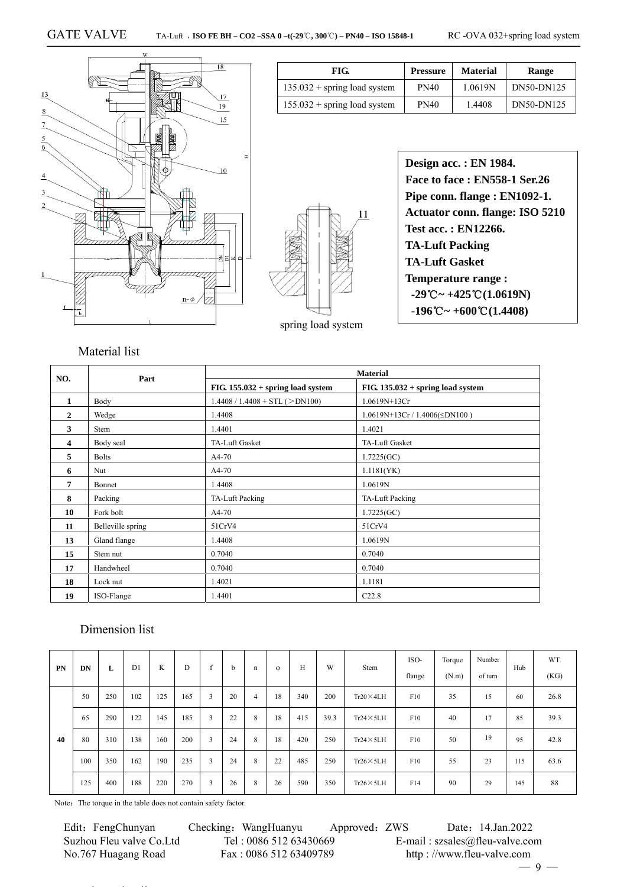# GATE VALVE

TA-Luft，ISO FE BH – CO2 –SSA 0 –t(-29℃, 300℃) – PN40 – ISO 15848-1 RC -OVA 032+spring load system

| FIG. | Pressure | Material | Range |
|---|---|---|---|
| 135.032 + spring load system | PN40 | 1.0619N | DN50-DN125 |
| 155.032 + spring load system | PN40 | 1.4408 | DN50-DN125 |

spring load system

**Design acc. : EN 1984.**
**Face to face : EN558-1 Ser.26**
**Pipe conn. flange : EN1092-1.**
**Actuator conn. flange: ISO 5210**
**Test acc. : EN12266.**
**TA-Luft Packing**
**TA-Luft Gasket**
**Temperature range :**
**-29℃~ +425℃(1.0619N)**
**-196℃~ +600℃(1.4408)**

## Material list

| NO. | Part | Material | |
|---|---|---|---|
| | | FIG. 155.032 + spring load system | FIG. 135.032 + spring load system |
| 1 | Body | 1.4408 / 1.4408 + STL (＞DN100) | 1.0619N+13Cr |
| 2 | Wedge | 1.4408 | 1.0619N+13Cr / 1.4006(≤DN100 ) |
| 3 | Stem | 1.4401 | 1.4021 |
| 4 | Body seal | TA-Luft Gasket | TA-Luft Gasket |
| 5 | Bolts | A4-70 | 1.7225(GC) |
| 6 | Nut | A4-70 | 1.1181(YK) |
| 7 | Bonnet | 1.4408 | 1.0619N |
| 8 | Packing | TA-Luft Packing | TA-Luft Packing |
| 10 | Fork bolt | A4-70 | 1.7225(GC) |
| 11 | Belleville spring | 51CrV4 | 51CrV4 |
| 13 | Gland flange | 1.4408 | 1.0619N |
| 15 | Stem nut | 0.7040 | 0.7040 |
| 17 | Handwheel | 0.7040 | 0.7040 |
| 18 | Lock nut | 1.4021 | 1.1181 |
| 19 | ISO-Flange | 1.4401 | C22.8 |

## Dimension list

| PN | DN | L | D1 | K | D | f | b | n | φ | H | W | Stem | ISO-flange | Torque (N.m) | Number of turn | Hub | WT. (KG) |
|---|---|---|---|---|---|---|---|---|---|---|---|---|---|---|---|---|---|
| 40 | 50 | 250 | 102 | 125 | 165 | 3 | 20 | 4 | 18 | 340 | 200 | Tr20×4LH | F10 | 35 | 15 | 60 | 26.8 |
| | 65 | 290 | 122 | 145 | 185 | 3 | 22 | 8 | 18 | 415 | 39.3 | Tr24×5LH | F10 | 40 | 17 | 85 | 39.3 |
| | 80 | 310 | 138 | 160 | 200 | 3 | 24 | 8 | 18 | 420 | 250 | Tr24×5LH | F10 | 50 | 19 | 95 | 42.8 |
| | 100 | 350 | 162 | 190 | 235 | 3 | 24 | 8 | 22 | 485 | 250 | Tr26×5LH | F10 | 55 | 23 | 115 | 63.6 |
| | 125 | 400 | 188 | 220 | 270 | 3 | 26 | 8 | 26 | 590 | 350 | Tr26×5LH | F14 | 90 | 29 | 145 | 88 |

Note：The torque in the table does not contain safety factor.

Edit：FengChunyan Checking：WangHuanyu Approved：ZWS Date：14.Jan.2022
Suzhou Fleu valve Co.Ltd Tel : 0086 512 63430669 E-mail : szsales@fleu-valve.com
No.767 Huagang Road Fax : 0086 512 63409789 http : //www.fleu-valve.com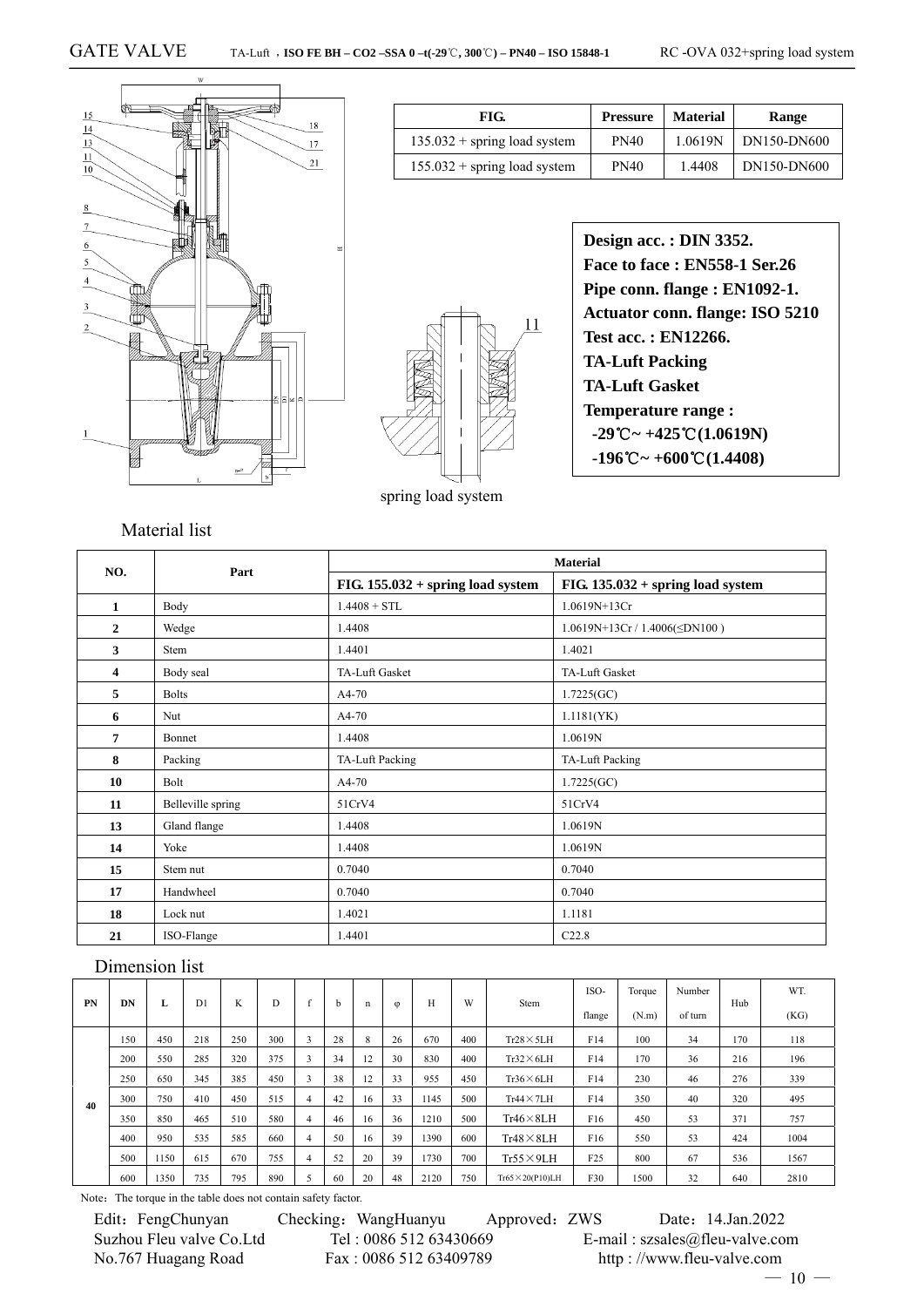# GATE VALVE

TA-Luft ，ISO FE BH – CO2 –SSA 0 –t(-29℃, 300℃) – PN40 – ISO 15848-1 RC -OVA 032+spring load system

| FIG. | Pressure | Material | Range |
|---|---|---|---|
| 135.032 + spring load system | PN40 | 1.0619N | DN150-DN600 |
| 155.032 + spring load system | PN40 | 1.4408 | DN150-DN600 |

**Design acc. : DIN 3352.**
**Face to face : EN558-1 Ser.26**
**Pipe conn. flange : EN1092-1.**
**Actuator conn. flange: ISO 5210**
**Test acc. : EN12266.**
**TA-Luft Packing**
**TA-Luft Gasket**
**Temperature range :**
**-29℃~ +425℃(1.0619N)**
**-196℃~ +600℃(1.4408)**

spring load system

## Material list

| NO. | Part | Material | |
|---|---|---|---|
| | | FIG. 155.032 + spring load system | FIG. 135.032 + spring load system |
| 1 | Body | 1.4408 + STL | 1.0619N+13Cr |
| 2 | Wedge | 1.4408 | 1.0619N+13Cr / 1.4006(≤DN100 ) |
| 3 | Stem | 1.4401 | 1.4021 |
| 4 | Body seal | TA-Luft Gasket | TA-Luft Gasket |
| 5 | Bolts | A4-70 | 1.7225(GC) |
| 6 | Nut | A4-70 | 1.1181(YK) |
| 7 | Bonnet | 1.4408 | 1.0619N |
| 8 | Packing | TA-Luft Packing | TA-Luft Packing |
| 10 | Bolt | A4-70 | 1.7225(GC) |
| 11 | Belleville spring | 51CrV4 | 51CrV4 |
| 13 | Gland flange | 1.4408 | 1.0619N |
| 14 | Yoke | 1.4408 | 1.0619N |
| 15 | Stem nut | 0.7040 | 0.7040 |
| 17 | Handwheel | 0.7040 | 0.7040 |
| 18 | Lock nut | 1.4021 | 1.1181 |
| 21 | ISO-Flange | 1.4401 | C22.8 |

## Dimension list

| PN | DN | L | D1 | K | D | f | b | n | φ | H | W | Stem | ISO-flange | Torque (N.m) | Number of turn | Hub | WT. (KG) |
|---|---|---|---|---|---|---|---|---|---|---|---|---|---|---|---|---|---|
| 40 | 150 | 450 | 218 | 250 | 300 | 3 | 28 | 8 | 26 | 670 | 400 | Tr28×5LH | F14 | 100 | 34 | 170 | 118 |
| | 200 | 550 | 285 | 320 | 375 | 3 | 34 | 12 | 30 | 830 | 400 | Tr32×6LH | F14 | 170 | 36 | 216 | 196 |
| | 250 | 650 | 345 | 385 | 450 | 3 | 38 | 12 | 33 | 955 | 450 | Tr36×6LH | F14 | 230 | 46 | 276 | 339 |
| | 300 | 750 | 410 | 450 | 515 | 4 | 42 | 16 | 33 | 1145 | 500 | Tr44×7LH | F14 | 350 | 40 | 320 | 495 |
| | 350 | 850 | 465 | 510 | 580 | 4 | 46 | 16 | 36 | 1210 | 500 | Tr46×8LH | F16 | 450 | 53 | 371 | 757 |
| | 400 | 950 | 535 | 585 | 660 | 4 | 50 | 16 | 39 | 1390 | 600 | Tr48×8LH | F16 | 550 | 53 | 424 | 1004 |
| | 500 | 1150 | 615 | 670 | 755 | 4 | 52 | 20 | 39 | 1730 | 700 | Tr55×9LH | F25 | 800 | 67 | 536 | 1567 |
| | 600 | 1350 | 735 | 795 | 890 | 5 | 60 | 20 | 48 | 2120 | 750 | Tr65×20(P10)LH | F30 | 1500 | 32 | 640 | 2810 |

Note：The torque in the table does not contain safety factor.

Edit：FengChunyan Checking：WangHuanyu Approved：ZWS Date：14.Jan.2022
Suzhou Fleu valve Co.Ltd Tel : 0086 512 63430669 E-mail : szsales@fleu-valve.com
No.767 Huagang Road Fax : 0086 512 63409789 http : //www.fleu-valve.com